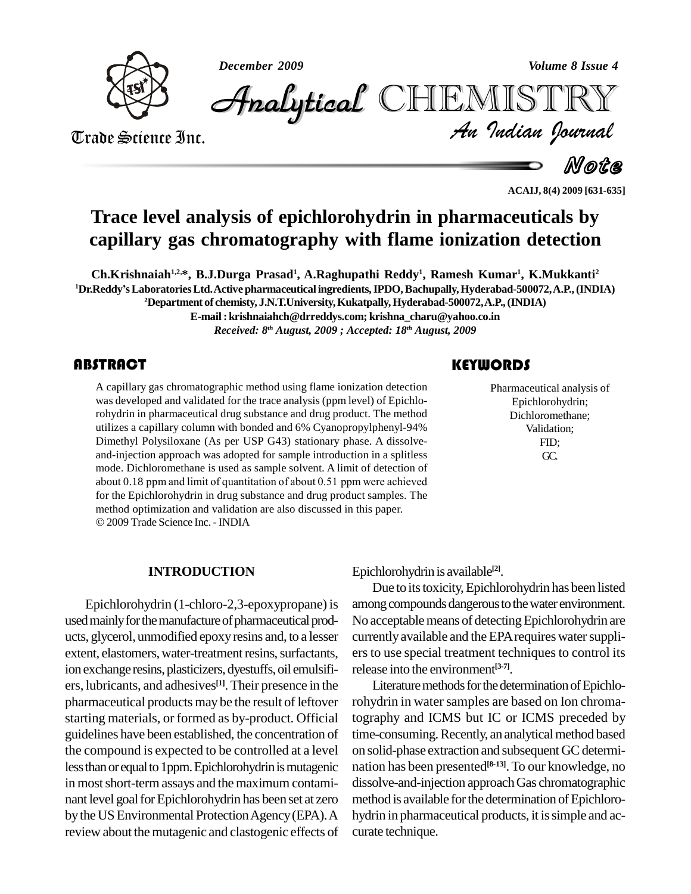# Trace level analysis of epichlorohydrin in pharmaceuticals by capillary gas chromatography with flame ionization detection

**Ch.Krishnaiah[1,2,*], B.J.Durga Prasad[1], A.Raghupathi Reddy[1], Ramesh Kumar[1], K.Mukkanti[2]**

[1]Dr.Reddy's Laboratories Ltd. Active pharmaceutical ingredients, IPDO, Bachupally, Hyderabad-500072, A.P., (INDIA)

[2]Department of chemisty, J.N.T.University, Kukatpally, Hyderabad-500072, A.P., (INDIA)

E-mail : krishnaiahch@drreddys.com; krishna_charu@yahoo.co.in

*Received: 8th August, 2009 ; Accepted: 18th August, 2009*

## ABSTRACT

A capillary gas chromatographic method using flame ionization detection was developed and validated for the trace analysis (ppm level) of Epichlorohydrin in pharmaceutical drug substance and drug product. The method utilizes a capillary column with bonded and 6% Cyanopropylphenyl-94% Dimethyl Polysiloxane (As per USP G43) stationary phase. A dissolve-and-injection approach was adopted for sample introduction in a splitless mode. Dichloromethane is used as sample solvent. A limit of detection of about 0.18 ppm and limit of quantitation of about 0.51 ppm were achieved for the Epichlorohydrin in drug substance and drug product samples. The method optimization and validation are also discussed in this paper.

© 2009 Trade Science Inc. - INDIA

## KEYWORDS

Pharmaceutical analysis of Epichlorohydrin;
Dichloromethane;
Validation;
FID;
GC.

## INTRODUCTION

Epichlorohydrin (1-chloro-2,3-epoxypropane) is used mainly for the manufacture of pharmaceutical products, glycerol, unmodified epoxy resins and, to a lesser extent, elastomers, water-treatment resins, surfactants, ion exchange resins, plasticizers, dyestuffs, oil emulsifiers, lubricants, and adhesives[1]. Their presence in the pharmaceutical products may be the result of leftover starting materials, or formed as by-product. Official guidelines have been established, the concentration of the compound is expected to be controlled at a level less than or equal to 1ppm. Epichlorohydrin is mutagenic in most short-term assays and the maximum contaminant level goal for Epichlorohydrin has been set at zero by the US Environmental Protection Agency (EPA). A review about the mutagenic and clastogenic effects of Epichlorohydrin is available[2].

Due to its toxicity, Epichlorohydrin has been listed among compounds dangerous to the water environment. No acceptable means of detecting Epichlorohydrin are currently available and the EPA requires water suppliers to use special treatment techniques to control its release into the environment[3-7].

Literature methods for the determination of Epichlorohydrin in water samples are based on Ion chromatography and ICMS but IC or ICMS preceded by time-consuming. Recently, an analytical method based on solid-phase extraction and subsequent GC determination has been presented[8-13]. To our knowledge, no dissolve-and-injection approach Gas chromatographic method is available for the determination of Epichlorohydrin in pharmaceutical products, it is simple and accurate technique.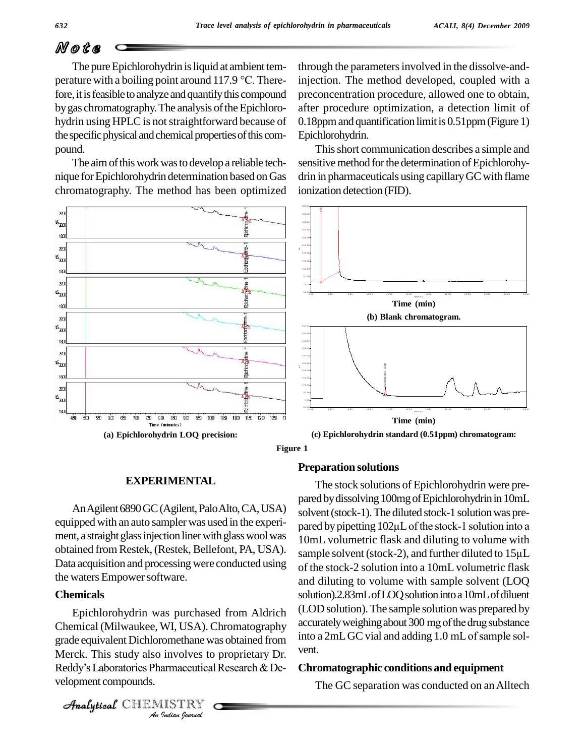The pure Epichlorohydrin is liquid at ambient temperature with a boiling point around 117.9 °C. Therefore, it is feasible to analyze and quantify this compound by gas chromatography. The analysis of the Epichlorohydrin using HPLC is not straightforward because of the specific physical and chemical properties of this compound.

The aim of this work was to develop a reliable technique for Epichlorohydrin determination based on Gas chromatography. The method has been optimized through the parameters involved in the dissolve-and-injection. The method developed, coupled with a preconcentration procedure, allowed one to obtain, after procedure optimization, a detection limit of 0.18ppm and quantification limit is 0.51ppm (Figure 1) Epichlorohydrin.

This short communication describes a simple and sensitive method for the determination of Epichlorohydrin in pharmaceuticals using capillary GC with flame ionization detection (FID).

(a) Epichlorohydrin LOQ precision:

(b) Blank chromatogram.

(c) Epichlorohydrin standard (0.51ppm) chromatogram:

Figure 1

## EXPERIMENTAL

An Agilent 6890 GC (Agilent, Palo Alto, CA, USA) equipped with an auto sampler was used in the experiment, a straight glass injection liner with glass wool was obtained from Restek, (Restek, Bellefont, PA, USA). Data acquisition and processing were conducted using the waters Empower software.

### Chemicals

Epichlorohydrin was purchased from Aldrich Chemical (Milwaukee, WI, USA). Chromatography grade equivalent Dichloromethane was obtained from Merck. This study also involves to proprietary Dr. Reddy's Laboratories Pharmaceutical Research & Development compounds.

### Preparation solutions

The stock solutions of Epichlorohydrin were prepared by dissolving 100mg of Epichlorohydrin in 10mL solvent (stock-1). The diluted stock-1 solution was prepared by pipetting 102µL of the stock-1 solution into a 10mL volumetric flask and diluting to volume with sample solvent (stock-2), and further diluted to 15µL of the stock-2 solution into a 10mL volumetric flask and diluting to volume with sample solvent (LOQ solution).2.83mL of LOQ solution into a 10mL of diluent (LOD solution). The sample solution was prepared by accurately weighing about 300 mg of the drug substance into a 2mL GC vial and adding 1.0 mL of sample solvent.

### Chromatographic conditions and equipment

The GC separation was conducted on an Alltech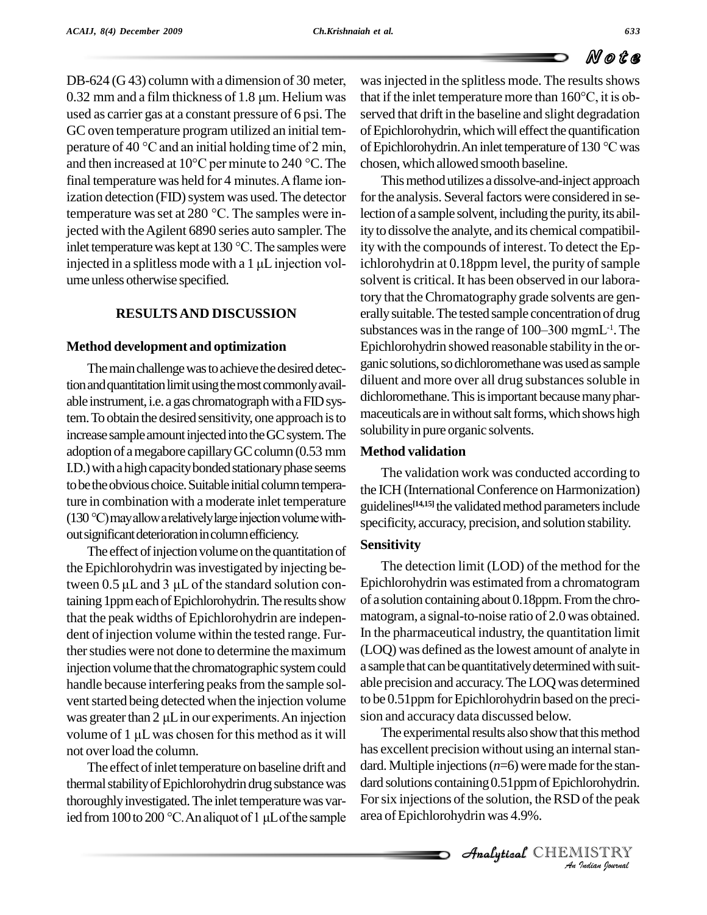DB-624 (G 43) column with a dimension of 30 meter, 0.32 mm and a film thickness of 1.8 μm. Helium was used as carrier gas at a constant pressure of 6 psi. The GC oven temperature program utilized an initial temperature of 40 °C and an initial holding time of 2 min, and then increased at 10°C per minute to 240 °C. The final temperature was held for 4 minutes. A flame ionization detection (FID) system was used. The detector temperature was set at 280 °C. The samples were injected with the Agilent 6890 series auto sampler. The inlet temperature was kept at 130 °C. The samples were injected in a splitless mode with a 1 μL injection volume unless otherwise specified.

## RESULTS AND DISCUSSION

### Method development and optimization

The main challenge was to achieve the desired detection and quantitation limit using the most commonly available instrument, i.e. a gas chromatograph with a FID system. To obtain the desired sensitivity, one approach is to increase sample amount injected into the GC system. The adoption of a megabore capillary GC column (0.53 mm I.D.) with a high capacity bonded stationary phase seems to be the obvious choice. Suitable initial column temperature in combination with a moderate inlet temperature (130 °C) may allow a relatively large injection volume without significant deterioration in column efficiency.

The effect of injection volume on the quantitation of the Epichlorohydrin was investigated by injecting between 0.5 μL and 3 μL of the standard solution containing 1ppm each of Epichlorohydrin. The results show that the peak widths of Epichlorohydrin are independent of injection volume within the tested range. Further studies were not done to determine the maximum injection volume that the chromatographic system could handle because interfering peaks from the sample solvent started being detected when the injection volume was greater than 2 μL in our experiments. An injection volume of 1 μL was chosen for this method as it will not over load the column.

The effect of inlet temperature on baseline drift and thermal stability of Epichlorohydrin drug substance was thoroughly investigated. The inlet temperature was varied from 100 to 200 °C. An aliquot of 1 μL of the sample was injected in the splitless mode. The results shows that if the inlet temperature more than 160°C, it is observed that drift in the baseline and slight degradation of Epichlorohydrin, which will effect the quantification of Epichlorohydrin. An inlet temperature of 130 °C was chosen, which allowed smooth baseline.

This method utilizes a dissolve-and-inject approach for the analysis. Several factors were considered in selection of a sample solvent, including the purity, its ability to dissolve the analyte, and its chemical compatibility with the compounds of interest. To detect the Epichlorohydrin at 0.18ppm level, the purity of sample solvent is critical. It has been observed in our laboratory that the Chromatography grade solvents are generally suitable. The tested sample concentration of drug substances was in the range of 100–300 $mgmL^{-1}$. The Epichlorohydrin showed reasonable stability in the organic solutions, so dichloromethane was used as sample diluent and more over all drug substances soluble in dichloromethane. This is important because many pharmaceuticals are in without salt forms, which shows high solubility in pure organic solvents.

### Method validation

The validation work was conducted according to the ICH (International Conference on Harmonization) guidelines[14,15] the validated method parameters include specificity, accuracy, precision, and solution stability.

### Sensitivity

The detection limit (LOD) of the method for the Epichlorohydrin was estimated from a chromatogram of a solution containing about 0.18ppm. From the chromatogram, a signal-to-noise ratio of 2.0 was obtained. In the pharmaceutical industry, the quantitation limit (LOQ) was defined as the lowest amount of analyte in a sample that can be quantitatively determined with suitable precision and accuracy. The LOQ was determined to be 0.51ppm for Epichlorohydrin based on the precision and accuracy data discussed below.

The experimental results also show that this method has excellent precision without using an internal standard. Multiple injections ($n$=6) were made for the standard solutions containing 0.51ppm of Epichlorohydrin. For six injections of the solution, the RSD of the peak area of Epichlorohydrin was 4.9%.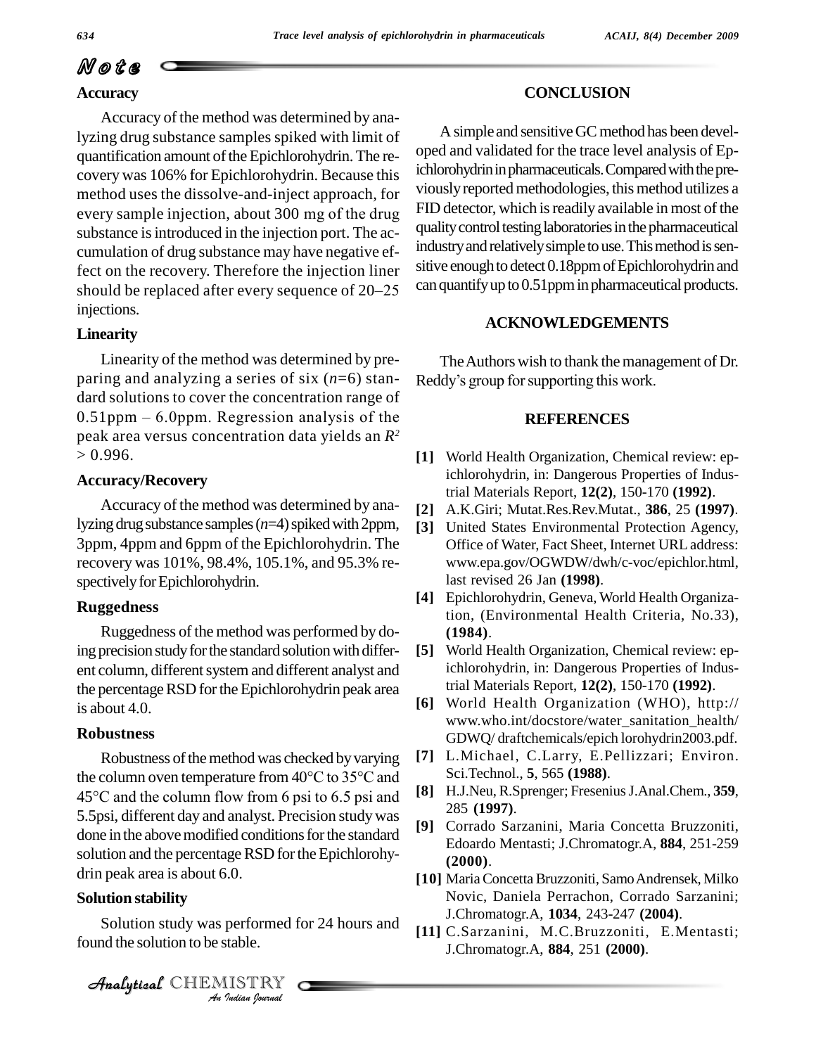### Accuracy

Accuracy of the method was determined by analyzing drug substance samples spiked with limit of quantification amount of the Epichlorohydrin. The recovery was 106% for Epichlorohydrin. Because this method uses the dissolve-and-inject approach, for every sample injection, about 300 mg of the drug substance is introduced in the injection port. The accumulation of drug substance may have negative effect on the recovery. Therefore the injection liner should be replaced after every sequence of 20–25 injections.

### Linearity

Linearity of the method was determined by preparing and analyzing a series of six ($n$=6) standard solutions to cover the concentration range of 0.51ppm – 6.0ppm. Regression analysis of the peak area versus concentration data yields an $R^2$ > 0.996.

### Accuracy/Recovery

Accuracy of the method was determined by analyzing drug substance samples ($n$=4) spiked with 2ppm, 3ppm, 4ppm and 6ppm of the Epichlorohydrin. The recovery was 101%, 98.4%, 105.1%, and 95.3% respectively for Epichlorohydrin.

### Ruggedness

Ruggedness of the method was performed by doing precision study for the standard solution with different column, different system and different analyst and the percentage RSD for the Epichlorohydrin peak area is about 4.0.

### Robustness

Robustness of the method was checked by varying the column oven temperature from 40°C to 35°C and 45°C and the column flow from 6 psi to 6.5 psi and 5.5psi, different day and analyst. Precision study was done in the above modified conditions for the standard solution and the percentage RSD for the Epichlorohydrin peak area is about 6.0.

### Solution stability

Solution study was performed for 24 hours and found the solution to be stable.

## CONCLUSION

A simple and sensitive GC method has been developed and validated for the trace level analysis of Epichlorohydrin in pharmaceuticals. Compared with the previously reported methodologies, this method utilizes a FID detector, which is readily available in most of the quality control testing laboratories in the pharmaceutical industry and relatively simple to use. This method is sensitive enough to detect 0.18ppm of Epichlorohydrin and can quantify up to 0.51ppm in pharmaceutical products.

## ACKNOWLEDGEMENTS

The Authors wish to thank the management of Dr. Reddy's group for supporting this work.

## REFERENCES

**[1]** World Health Organization, Chemical review: epichlorohydrin, in: Dangerous Properties of Industrial Materials Report, **12(2)**, 150-170 **(1992)**.

**[2]** A.K.Giri; Mutat.Res.Rev.Mutat., **386**, 25 **(1997)**.

**[3]** United States Environmental Protection Agency, Office of Water, Fact Sheet, Internet URL address: www.epa.gov/OGWDW/dwh/c-voc/epichlor.html, last revised 26 Jan **(1998)**.

**[4]** Epichlorohydrin, Geneva, World Health Organization, (Environmental Health Criteria, No.33), **(1984)**.

**[5]** World Health Organization, Chemical review: epichlorohydrin, in: Dangerous Properties of Industrial Materials Report, **12(2)**, 150-170 **(1992)**.

**[6]** World Health Organization (WHO), http://www.who.int/docstore/water_sanitation_health/GDWQ/ draftchemicals/epich lorohydrin2003.pdf.

**[7]** L.Michael, C.Larry, E.Pellizzari; Environ. Sci.Technol., **5**, 565 **(1988)**.

**[8]** H.J.Neu, R.Sprenger; Fresenius J.Anal.Chem., **359**, 285 **(1997)**.

**[9]** Corrado Sarzanini, Maria Concetta Bruzzoniti, Edoardo Mentasti; J.Chromatogr.A, **884**, 251-259 **(2000)**.

**[10]** Maria Concetta Bruzzoniti, Samo Andrensek, Milko Novic, Daniela Perrachon, Corrado Sarzanini; J.Chromatogr.A, **1034**, 243-247 **(2004)**.

**[11]** C.Sarzanini, M.C.Bruzzoniti, E.Mentasti; J.Chromatogr.A, **884**, 251 **(2000)**.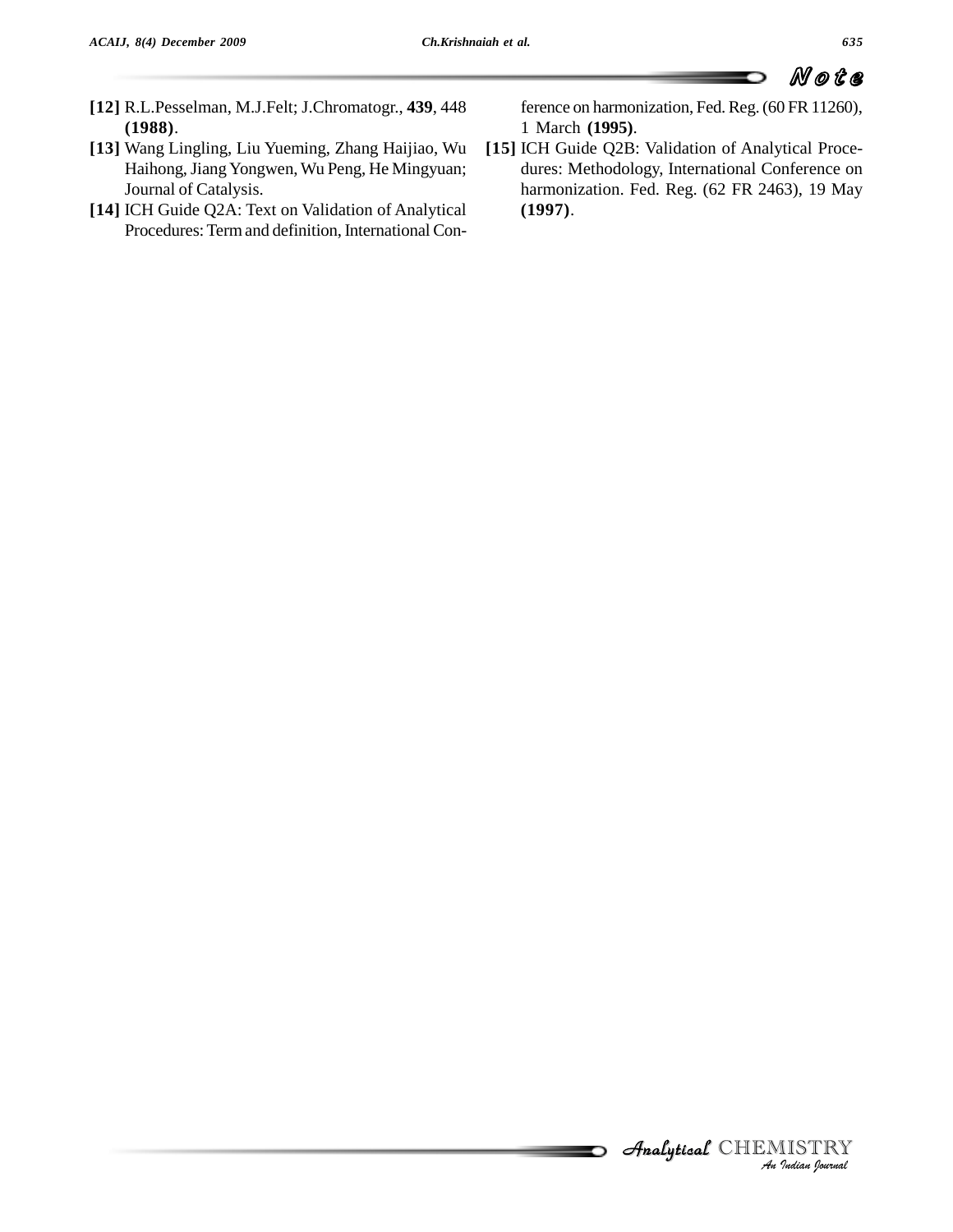**[12]** R.L.Pesselman, M.J.Felt; J.Chromatogr., **439**, 448 **(1988)**.

**[13]** Wang Lingling, Liu Yueming, Zhang Haijiao, Wu Haihong, Jiang Yongwen, Wu Peng, He Mingyuan; Journal of Catalysis.

**[14]** ICH Guide Q2A: Text on Validation of Analytical Procedures: Term and definition, International Conference on harmonization, Fed. Reg. (60 FR 11260), 1 March **(1995)**.

**[15]** ICH Guide Q2B: Validation of Analytical Procedures: Methodology, International Conference on harmonization. Fed. Reg. (62 FR 2463), 19 May **(1997)**.